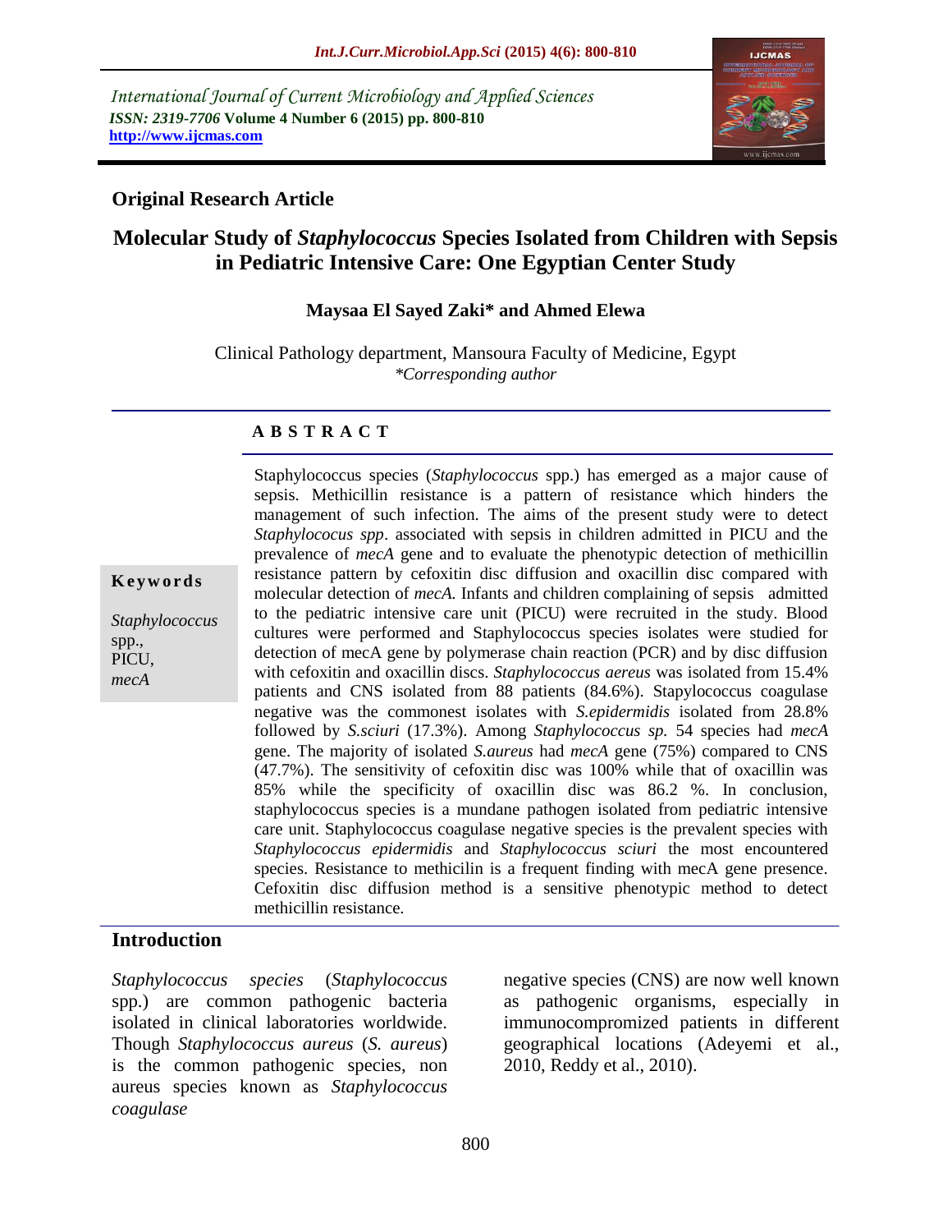*International Journal of Current Microbiology and Applied Sciences*
***ISSN: 2319-7706*** **Volume 4 Number 6 (2015) pp. 800-810**
**http://www.ijcmas.com**

**Original Research Article**

# Molecular Study of *Staphylococcus* Species Isolated from Children with Sepsis in Pediatric Intensive Care: One Egyptian Center Study

**Maysaa El Sayed Zaki\* and Ahmed Elewa**

Clinical Pathology department, Mansoura Faculty of Medicine, Egypt
*\*Corresponding author*

## A B S T R A C T

**Keywords**

*Staphylococcus* spp., PICU, *mecA*

Staphylococcus species (*Staphylococcus* spp.) has emerged as a major cause of sepsis. Methicillin resistance is a pattern of resistance which hinders the management of such infection. The aims of the present study were to detect *Staphylococus spp*. associated with sepsis in children admitted in PICU and the prevalence of *mecA* gene and to evaluate the phenotypic detection of methicillin resistance pattern by cefoxitin disc diffusion and oxacillin disc compared with molecular detection of *mecA.* Infants and children complaining of sepsis admitted to the pediatric intensive care unit (PICU) were recruited in the study. Blood cultures were performed and Staphylococcus species isolates were studied for detection of mecA gene by polymerase chain reaction (PCR) and by disc diffusion with cefoxitin and oxacillin discs. *Staphylococcus aereus* was isolated from 15.4% patients and CNS isolated from 88 patients (84.6%). Stapylococcus coagulase negative was the commonest isolates with *S.epidermidis* isolated from 28.8% followed by *S.sciuri* (17.3%). Among *Staphylococcus sp.* 54 species had *mecA* gene. The majority of isolated *S.aureus* had *mecA* gene (75%) compared to CNS (47.7%). The sensitivity of cefoxitin disc was 100% while that of oxacillin was 85% while the specificity of oxacillin disc was 86.2 %. In conclusion, staphylococcus species is a mundane pathogen isolated from pediatric intensive care unit. Staphylococcus coagulase negative species is the prevalent species with *Staphylococcus epidermidis* and *Staphylococcus sciuri* the most encountered species. Resistance to methicilin is a frequent finding with mecA gene presence. Cefoxitin disc diffusion method is a sensitive phenotypic method to detect methicillin resistance.

## Introduction

*Staphylococcus species* (*Staphylococcus* spp.) are common pathogenic bacteria isolated in clinical laboratories worldwide. Though *Staphylococcus aureus* (*S. aureus*) is the common pathogenic species, non aureus species known as *Staphylococcus coagulase* negative species (CNS) are now well known as pathogenic organisms, especially in immunocompromized patients in different geographical locations (Adeyemi et al., 2010, Reddy et al., 2010).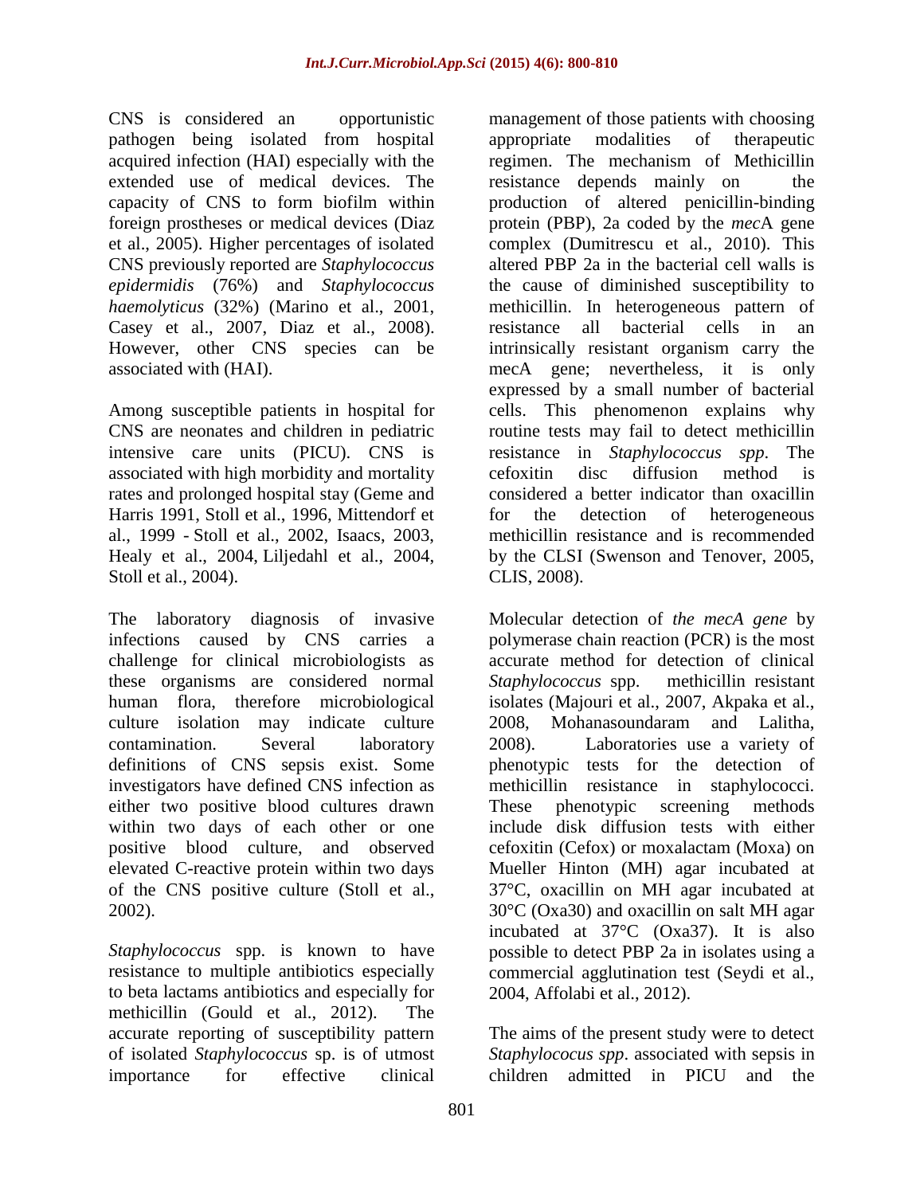CNS is considered an opportunistic pathogen being isolated from hospital acquired infection (HAI) especially with the extended use of medical devices. The capacity of CNS to form biofilm within foreign prostheses or medical devices (Diaz et al., 2005). Higher percentages of isolated CNS previously reported are *Staphylococcus epidermidis* (76%) and *Staphylococcus haemolyticus* (32%) (Marino et al., 2001, Casey et al., 2007, Diaz et al., 2008). However, other CNS species can be associated with (HAI).

Among susceptible patients in hospital for CNS are neonates and children in pediatric intensive care units (PICU). CNS is associated with high morbidity and mortality rates and prolonged hospital stay (Geme and Harris 1991, Stoll et al., 1996, Mittendorf et al., 1999 - Stoll et al., 2002, Isaacs, 2003, Healy et al., 2004, Liljedahl et al., 2004, Stoll et al., 2004).

The laboratory diagnosis of invasive infections caused by CNS carries a challenge for clinical microbiologists as these organisms are considered normal human flora, therefore microbiological culture isolation may indicate culture contamination. Several laboratory definitions of CNS sepsis exist. Some investigators have defined CNS infection as either two positive blood cultures drawn within two days of each other or one positive blood culture, and observed elevated C-reactive protein within two days of the CNS positive culture (Stoll et al., 2002).

*Staphylococcus* spp. is known to have resistance to multiple antibiotics especially to beta lactams antibiotics and especially for methicillin (Gould et al., 2012). The accurate reporting of susceptibility pattern of isolated *Staphylococcus* sp. is of utmost importance for effective clinical management of those patients with choosing appropriate modalities of therapeutic regimen. The mechanism of Methicillin resistance depends mainly on the production of altered penicillin-binding protein (PBP), 2a coded by the *mec*A gene complex (Dumitrescu et al., 2010). This altered PBP 2a in the bacterial cell walls is the cause of diminished susceptibility to methicillin. In heterogeneous pattern of resistance all bacterial cells in an intrinsically resistant organism carry the mecA gene; nevertheless, it is only expressed by a small number of bacterial cells. This phenomenon explains why routine tests may fail to detect methicillin resistance in *Staphylococcus spp*. The cefoxitin disc diffusion method is considered a better indicator than oxacillin for the detection of heterogeneous methicillin resistance and is recommended by the CLSI (Swenson and Tenover, 2005, CLIS, 2008).

Molecular detection of *the mecA gene* by polymerase chain reaction (PCR) is the most accurate method for detection of clinical *Staphylococcus* spp. methicillin resistant isolates (Majouri et al., 2007, Akpaka et al., 2008, Mohanasoundaram and Lalitha, 2008). Laboratories use a variety of phenotypic tests for the detection of methicillin resistance in staphylococci. These phenotypic screening methods include disk diffusion tests with either cefoxitin (Cefox) or moxalactam (Moxa) on Mueller Hinton (MH) agar incubated at 37°C, oxacillin on MH agar incubated at 30°C (Oxa30) and oxacillin on salt MH agar incubated at 37°C (Oxa37). It is also possible to detect PBP 2a in isolates using a commercial agglutination test (Seydi et al., 2004, Affolabi et al., 2012).

The aims of the present study were to detect *Staphylococus spp*. associated with sepsis in children admitted in PICU and the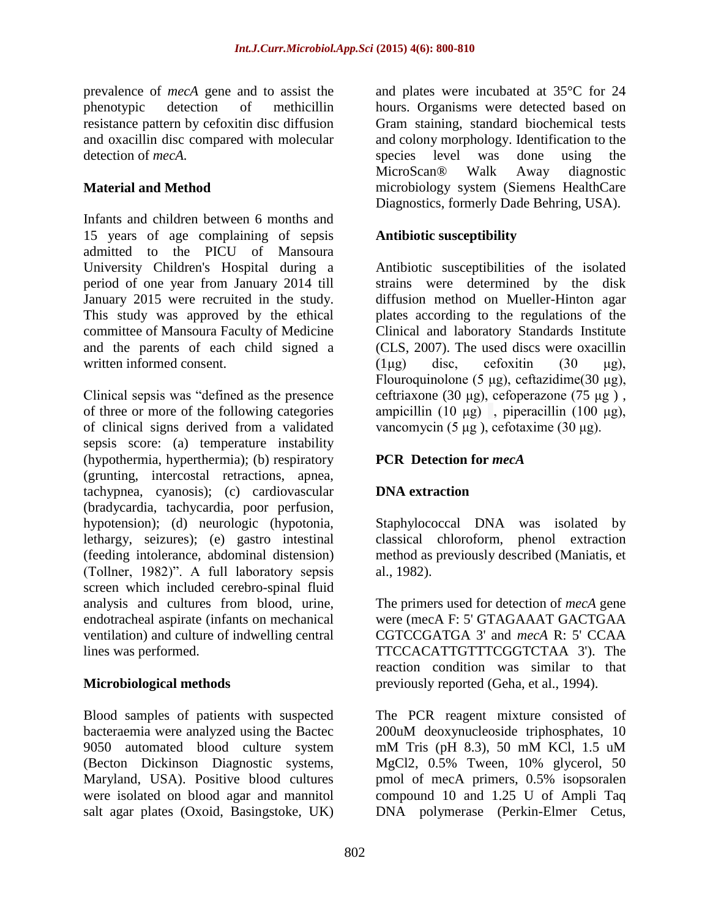prevalence of *mecA* gene and to assist the phenotypic detection of methicillin resistance pattern by cefoxitin disc diffusion and oxacillin disc compared with molecular detection of *mecA.*

## Material and Method

Infants and children between 6 months and 15 years of age complaining of sepsis admitted to the PICU of Mansoura University Children's Hospital during a period of one year from January 2014 till January 2015 were recruited in the study. This study was approved by the ethical committee of Mansoura Faculty of Medicine and the parents of each child signed a written informed consent.

Clinical sepsis was "defined as the presence of three or more of the following categories of clinical signs derived from a validated sepsis score: (a) temperature instability (hypothermia, hyperthermia); (b) respiratory (grunting, intercostal retractions, apnea, tachypnea, cyanosis); (c) cardiovascular (bradycardia, tachycardia, poor perfusion, hypotension); (d) neurologic (hypotonia, lethargy, seizures); (e) gastro intestinal (feeding intolerance, abdominal distension) (Tollner, 1982)". A full laboratory sepsis screen which included cerebro-spinal fluid analysis and cultures from blood, urine, endotracheal aspirate (infants on mechanical ventilation) and culture of indwelling central lines was performed.

### Microbiological methods

Blood samples of patients with suspected bacteraemia were analyzed using the Bactec 9050 automated blood culture system (Becton Dickinson Diagnostic systems, Maryland, USA). Positive blood cultures were isolated on blood agar and mannitol salt agar plates (Oxoid, Basingstoke, UK) and plates were incubated at 35°C for 24 hours. Organisms were detected based on Gram staining, standard biochemical tests and colony morphology. Identification to the species level was done using the MicroScan® Walk Away diagnostic microbiology system (Siemens HealthCare Diagnostics, formerly Dade Behring, USA).

### Antibiotic susceptibility

Antibiotic susceptibilities of the isolated strains were determined by the disk diffusion method on Mueller-Hinton agar plates according to the regulations of the Clinical and laboratory Standards Institute (CLS, 2007). The used discs were oxacillin (1μg) disc, cefoxitin (30 μg), Flouroquinolone (5 μg), ceftazidime(30 μg), ceftriaxone (30 μg), cefoperazone (75 μg ), ampicillin (10 μg) , piperacillin (100 μg), vancomycin (5 μg ), cefotaxime (30 μg).

### PCR Detection for *mecA*

### DNA extraction

Staphylococcal DNA was isolated by classical chloroform, phenol extraction method as previously described (Maniatis, et al., 1982).

The primers used for detection of *mecA* gene were (mecA F: 5' GTAGAAAT GACTGAA CGTCCGATGA 3' and *mecA* R: 5' CCAA TTCCACATTGTTTCGGTCTAA 3'). The reaction condition was similar to that previously reported (Geha, et al., 1994).

The PCR reagent mixture consisted of 200uM deoxynucleoside triphosphates, 10 mM Tris (pH 8.3), 50 mM KCl, 1.5 uM $MgCl_2$, 0.5% Tween, 10% glycerol, 50 pmol of mecA primers, 0.5% isopsoralen compound 10 and 1.25 U of Ampli Taq DNA polymerase (Perkin-Elmer Cetus,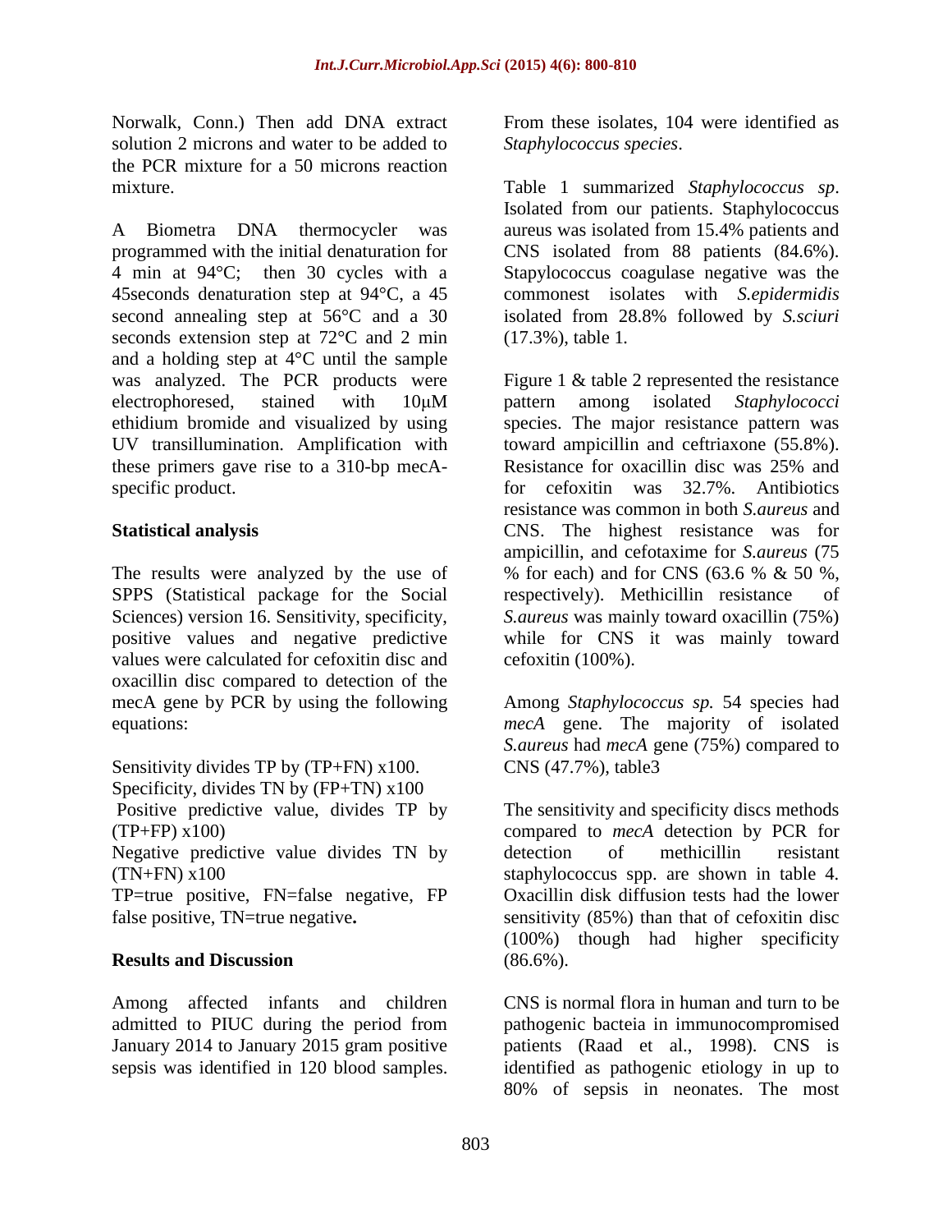Norwalk, Conn.) Then add DNA extract solution 2 microns and water to be added to the PCR mixture for a 50 microns reaction mixture.

A Biometra DNA thermocycler was programmed with the initial denaturation for 4 min at 94°C; then 30 cycles with a 45seconds denaturation step at 94°C, a 45 second annealing step at 56°C and a 30 seconds extension step at 72°C and 2 min and a holding step at 4°C until the sample was analyzed. The PCR products were electrophoresed, stained with 10μM ethidium bromide and visualized by using UV transillumination. Amplification with these primers gave rise to a 310-bp mecA-specific product.

## Statistical analysis

The results were analyzed by the use of SPPS (Statistical package for the Social Sciences) version 16. Sensitivity, specificity, positive values and negative predictive values were calculated for cefoxitin disc and oxacillin disc compared to detection of the mecA gene by PCR by using the following equations:

Sensitivity divides TP by (TP+FN) x100.
Specificity, divides TN by (FP+TN) x100
Positive predictive value, divides TP by (TP+FP) x100)
Negative predictive value divides TN by (TN+FN) x100
TP=true positive, FN=false negative, FP false positive, TN=true negative**.**

## Results and Discussion

Among affected infants and children admitted to PIUC during the period from January 2014 to January 2015 gram positive sepsis was identified in 120 blood samples. From these isolates, 104 were identified as *Staphylococcus species*.

Table 1 summarized *Staphylococcus sp*. Isolated from our patients. Staphylococcus aureus was isolated from 15.4% patients and CNS isolated from 88 patients (84.6%). Stapylococcus coagulase negative was the commonest isolates with *S.epidermidis* isolated from 28.8% followed by *S.sciuri* (17.3%), table 1.

Figure 1 & table 2 represented the resistance pattern among isolated *Staphylococci* species. The major resistance pattern was toward ampicillin and ceftriaxone (55.8%). Resistance for oxacillin disc was 25% and for cefoxitin was 32.7%. Antibiotics resistance was common in both *S.aureus* and CNS. The highest resistance was for ampicillin, and cefotaxime for *S.aureus* (75 % for each) and for CNS (63.6 % & 50 %, respectively). Methicillin resistance of *S.aureus* was mainly toward oxacillin (75%) while for CNS it was mainly toward cefoxitin (100%).

Among *Staphylococcus sp.* 54 species had *mecA* gene. The majority of isolated *S.aureus* had *mecA* gene (75%) compared to CNS (47.7%), table3

The sensitivity and specificity discs methods compared to *mecA* detection by PCR for detection of methicillin resistant staphylococcus spp. are shown in table 4. Oxacillin disk diffusion tests had the lower sensitivity (85%) than that of cefoxitin disc (100%) though had higher specificity (86.6%).

CNS is normal flora in human and turn to be pathogenic bacteia in immunocompromised patients (Raad et al., 1998). CNS is identified as pathogenic etiology in up to 80% of sepsis in neonates. The most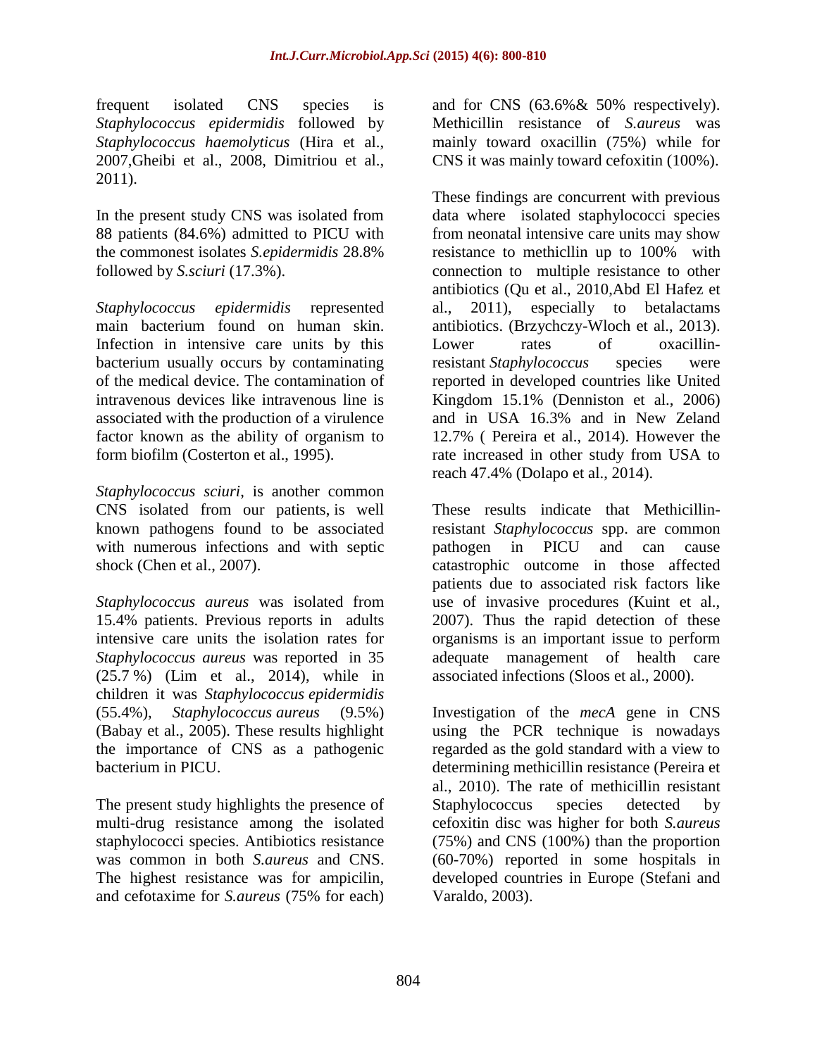frequent isolated CNS species is *Staphylococcus epidermidis* followed by *Staphylococcus haemolyticus* (Hira et al., 2007,Gheibi et al., 2008, Dimitriou et al., 2011).

In the present study CNS was isolated from 88 patients (84.6%) admitted to PICU with the commonest isolates *S.epidermidis* 28.8% followed by *S.sciuri* (17.3%).

*Staphylococcus epidermidis* represented main bacterium found on human skin. Infection in intensive care units by this bacterium usually occurs by contaminating of the medical device. The contamination of intravenous devices like intravenous line is associated with the production of a virulence factor known as the ability of organism to form biofilm (Costerton et al., 1995).

*Staphylococcus sciuri*, is another common CNS isolated from our patients, is well known pathogens found to be associated with numerous infections and with septic shock (Chen et al., 2007).

*Staphylococcus aureus* was isolated from 15.4% patients. Previous reports in adults intensive care units the isolation rates for *Staphylococcus aureus* was reported in 35 (25.7 %) (Lim et al., 2014), while in children it was *Staphylococcus epidermidis* (55.4%), *Staphylococcus aureus* (9.5%) (Babay et al., 2005). These results highlight the importance of CNS as a pathogenic bacterium in PICU.

The present study highlights the presence of multi-drug resistance among the isolated staphylococci species. Antibiotics resistance was common in both *S.aureus* and CNS. The highest resistance was for ampicilin, and cefotaxime for *S.aureus* (75% for each) and for CNS (63.6%& 50% respectively). Methicillin resistance of *S.aureus* was mainly toward oxacillin (75%) while for CNS it was mainly toward cefoxitin (100%).

These findings are concurrent with previous data where isolated staphylococci species from neonatal intensive care units may show resistance to methicllin up to 100% with connection to multiple resistance to other antibiotics (Qu et al., 2010,Abd El Hafez et al., 2011), especially to betalactams antibiotics. (Brzychczy-Wloch et al., 2013). Lower rates of oxacillin-resistant *Staphylococcus* species were reported in developed countries like United Kingdom 15.1% (Denniston et al., 2006) and in USA 16.3% and in New Zeland 12.7% ( Pereira et al., 2014). However the rate increased in other study from USA to reach 47.4% (Dolapo et al., 2014).

These results indicate that Methicillin-resistant *Staphylococcus* spp. are common pathogen in PICU and can cause catastrophic outcome in those affected patients due to associated risk factors like use of invasive procedures (Kuint et al., 2007). Thus the rapid detection of these organisms is an important issue to perform adequate management of health care associated infections (Sloos et al., 2000).

Investigation of the *mecA* gene in CNS using the PCR technique is nowadays regarded as the gold standard with a view to determining methicillin resistance (Pereira et al., 2010). The rate of methicillin resistant Staphylococcus species detected by cefoxitin disc was higher for both *S.aureus* (75%) and CNS (100%) than the proportion (60-70%) reported in some hospitals in developed countries in Europe (Stefani and Varaldo, 2003).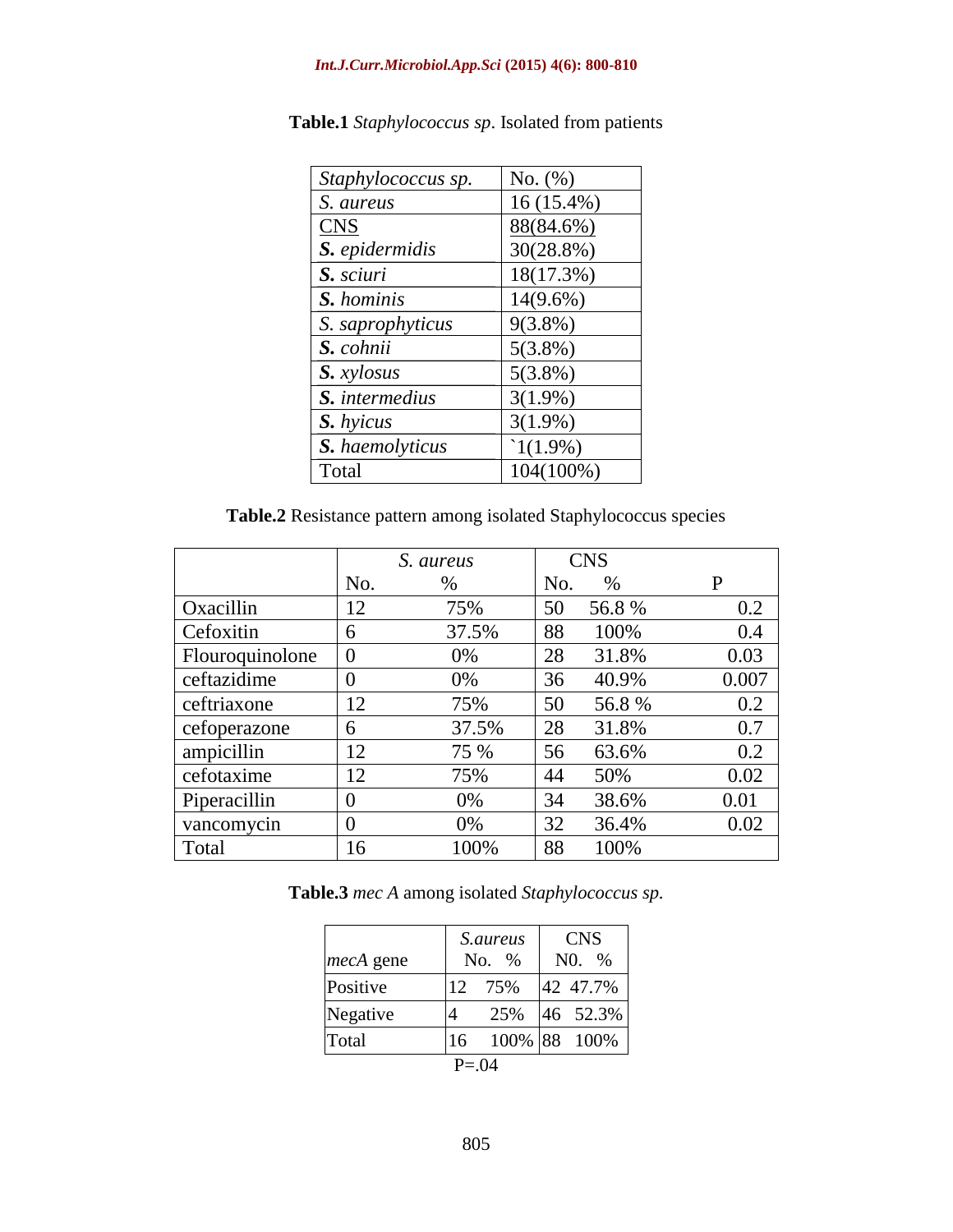**Table.1** *Staphylococcus sp*. Isolated from patients

| *Staphylococcus sp.* | No. (%) |
|---|---|
| *S. aureus* | 16 (15.4%) |
| CNS | 88(84.6%) |
| ***S.** epidermidis* | 30(28.8%) |
| ***S.** sciuri* | 18(17.3%) |
| ***S.** hominis* | 14(9.6%) |
| *S. saprophyticus* | 9(3.8%) |
| ***S.** cohnii* | 5(3.8%) |
| ***S.** xylosus* | 5(3.8%) |
| ***S.** intermedius* | 3(1.9%) |
| ***S.** hyicus* | 3(1.9%) |
| ***S.** haemolyticus* | `1(1.9%) |
| Total | 104(100%) |

**Table.2** Resistance pattern among isolated Staphylococcus species

| | *S. aureus* | | CNS | | |
|---|---|---|---|---|---|
| | No. | % | No. | % | P |
| Oxacillin | 12 | 75% | 50 | 56.8 % | 0.2 |
| Cefoxitin | 6 | 37.5% | 88 | 100% | 0.4 |
| Flouroquinolone | 0 | 0% | 28 | 31.8% | 0.03 |
| ceftazidime | 0 | 0% | 36 | 40.9% | 0.007 |
| ceftriaxone | 12 | 75% | 50 | 56.8 % | 0.2 |
| cefoperazone | 6 | 37.5% | 28 | 31.8% | 0.7 |
| ampicillin | 12 | 75 % | 56 | 63.6% | 0.2 |
| cefotaxime | 12 | 75% | 44 | 50% | 0.02 |
| Piperacillin | 0 | 0% | 34 | 38.6% | 0.01 |
| vancomycin | 0 | 0% | 32 | 36.4% | 0.02 |
| Total | 16 | 100% | 88 | 100% | |

**Table.3** *mec A* among isolated *Staphylococcus sp.*

| *mecA* gene | *S.aureus* No. | % | CNS N0. | % |
|---|---|---|---|---|
| Positive | 12 | 75% | 42 | 47.7% |
| Negative | 4 | 25% | 46 | 52.3% |
| Total | 16 | 100% | 88 | 100% |

P=.04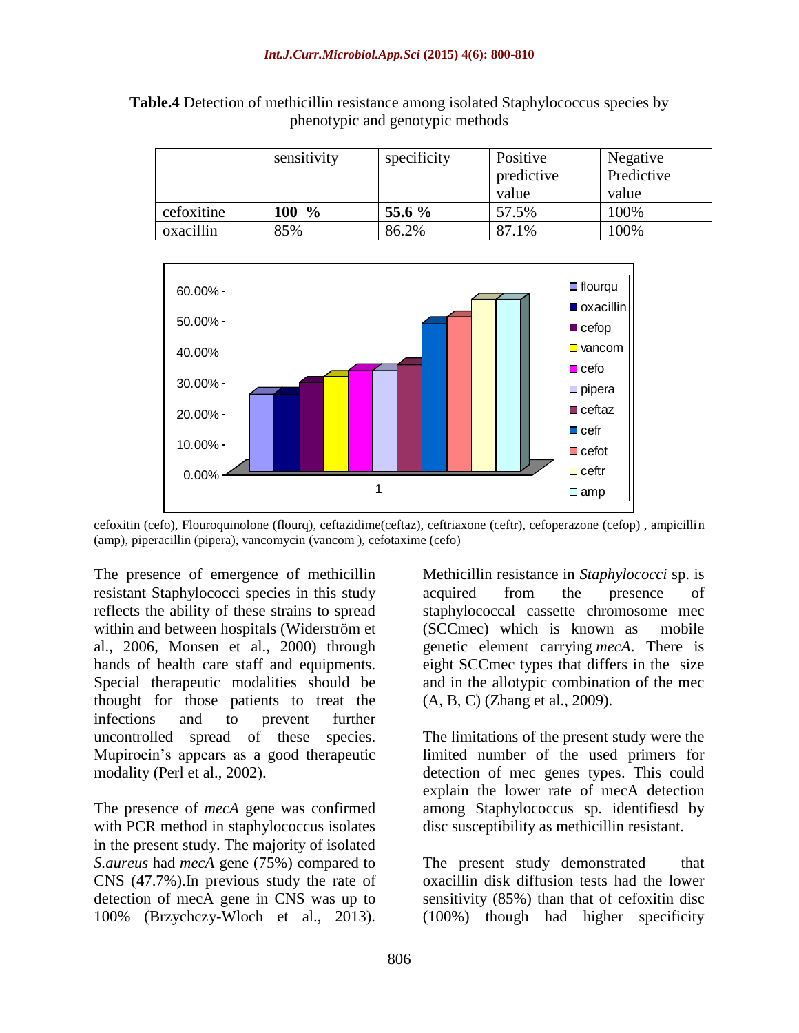**Table.4** Detection of methicillin resistance among isolated Staphylococcus species by phenotypic and genotypic methods

| | sensitivity | specificity | Positive predictive value | Negative Predictive value |
|---|---|---|---|---|
| cefoxitine | **100 %** | **55.6 %** | 57.5% | 100% |
| oxacillin | 85% | 86.2% | 87.1% | 100% |

cefoxitin (cefo), Flouroquinolone (flourq), ceftazidime(ceftaz), ceftriaxone (ceftr), cefoperazone (cefop) , ampicillin (amp), piperacillin (pipera), vancomycin (vancom ), cefotaxime (cefo)

The presence of emergence of methicillin resistant Staphylococci species in this study reflects the ability of these strains to spread within and between hospitals (Widerström et al., 2006, Monsen et al., 2000) through hands of health care staff and equipments. Special therapeutic modalities should be thought for those patients to treat the infections and to prevent further uncontrolled spread of these species. Mupirocin's appears as a good therapeutic modality (Perl et al., 2002).

The presence of *mecA* gene was confirmed with PCR method in staphylococcus isolates in the present study. The majority of isolated *S.aureus* had *mecA* gene (75%) compared to CNS (47.7%).In previous study the rate of detection of mecA gene in CNS was up to 100% (Brzychczy-Wloch et al., 2013). Methicillin resistance in *Staphylococci* sp. is acquired from the presence of staphylococcal cassette chromosome mec (SCCmec) which is known as mobile genetic element carrying *mecA*. There is eight SCCmec types that differs in the size and in the allotypic combination of the mec (A, B, C) (Zhang et al., 2009).

The limitations of the present study were the limited number of the used primers for detection of mec genes types. This could explain the lower rate of mecA detection among Staphylococcus sp. identifiesd by disc susceptibility as methicillin resistant.

The present study demonstrated that oxacillin disk diffusion tests had the lower sensitivity (85%) than that of cefoxitin disc (100%) though had higher specificity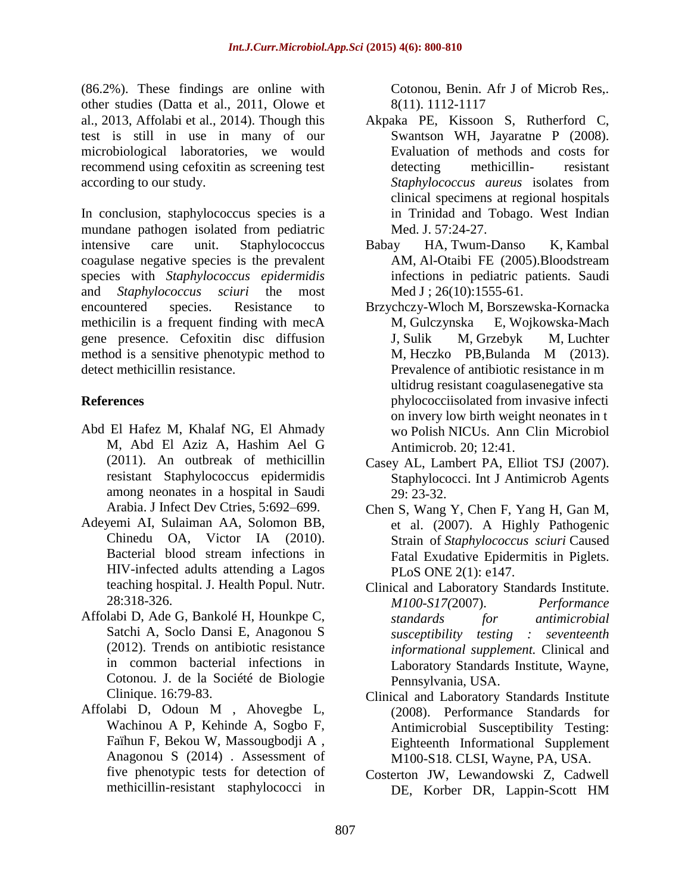(86.2%). These findings are online with other studies (Datta et al., 2011, Olowe et al., 2013, Affolabi et al., 2014). Though this test is still in use in many of our microbiological laboratories, we would recommend using cefoxitin as screening test according to our study.

In conclusion, staphylococcus species is a mundane pathogen isolated from pediatric intensive care unit. Staphylococcus coagulase negative species is the prevalent species with *Staphylococcus epidermidis* and *Staphylococcus sciuri* the most encountered species. Resistance to methicilin is a frequent finding with mecA gene presence. Cefoxitin disc diffusion method is a sensitive phenotypic method to detect methicillin resistance.

## References

Abd El Hafez M, Khalaf NG, El Ahmady M, Abd El Aziz A, Hashim Ael G (2011). An outbreak of methicillin resistant Staphylococcus epidermidis among neonates in a hospital in Saudi Arabia. J Infect Dev Ctries, 5:692–699.

Adeyemi AI, Sulaiman AA, Solomon BB, Chinedu OA, Victor IA (2010). Bacterial blood stream infections in HIV-infected adults attending a Lagos teaching hospital. J. Health Popul. Nutr. 28:318-326.

Affolabi D, Ade G, Bankolé H, Hounkpe C, Satchi A, Soclo Dansi E, Anagonou S (2012). Trends on antibiotic resistance in common bacterial infections in Cotonou. J. de la Société de Biologie Clinique. 16:79-83.

Affolabi D, Odoun M , Ahovegbe L, Wachinou A P, Kehinde A, Sogbo F, Faïhun F, Bekou W, Massougbodji A , Anagonou S (2014) . Assessment of five phenotypic tests for detection of methicillin-resistant staphylococci in Cotonou, Benin. Afr J of Microb Res,. 8(11). 1112-1117

Akpaka PE, Kissoon S, Rutherford C, Swantson WH, Jayaratne P (2008). Evaluation of methods and costs for detecting methicillin- resistant *Staphylococcus aureus* isolates from clinical specimens at regional hospitals in Trinidad and Tobago. West Indian Med. J. 57:24-27.

Babay HA, Twum-Danso K, Kambal AM, Al-Otaibi FE (2005).Bloodstream infections in pediatric patients. Saudi Med J ; 26(10):1555-61.

Brzychczy-Wloch M, Borszewska-Kornacka M, Gulczynska E, Wojkowska-Mach J, Sulik M, Grzebyk M, Luchter M, Heczko PB,Bulanda M (2013). Prevalence of antibiotic resistance in m ultidrug resistant coagulasenegative sta phylococciisolated from invasive infecti on invery low birth weight neonates in t wo Polish NICUs. Ann Clin Microbiol Antimicrob. 20; 12:41.

Casey AL, Lambert PA, Elliot TSJ (2007). Staphylococci. Int J Antimicrob Agents 29: 23-32.

Chen S, Wang Y, Chen F, Yang H, Gan M, et al. (2007). A Highly Pathogenic Strain of *Staphylococcus sciuri* Caused Fatal Exudative Epidermitis in Piglets. PLoS ONE 2(1): e147.

Clinical and Laboratory Standards Institute. *M100-S17(*2007). *Performance standards for antimicrobial susceptibility testing : seventeenth informational supplement.* Clinical and Laboratory Standards Institute, Wayne, Pennsylvania, USA.

Clinical and Laboratory Standards Institute (2008). Performance Standards for Antimicrobial Susceptibility Testing: Eighteenth Informational Supplement M100-S18. CLSI, Wayne, PA, USA.

Costerton JW, Lewandowski Z, Cadwell DE, Korber DR, Lappin-Scott HM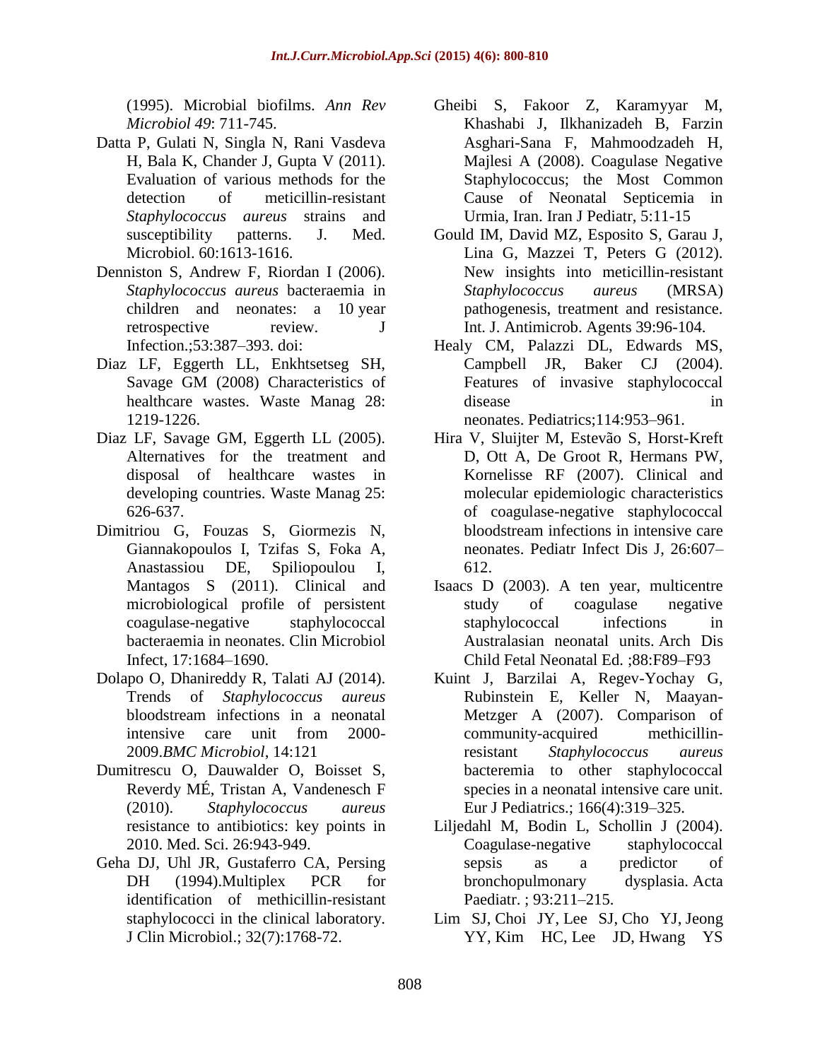(1995). Microbial biofilms. *Ann Rev Microbiol 49*: 711-745.

Datta P, Gulati N, Singla N, Rani Vasdeva H, Bala K, Chander J, Gupta V (2011). Evaluation of various methods for the detection of meticillin-resistant *Staphylococcus aureus* strains and susceptibility patterns. J. Med. Microbiol. 60:1613-1616.

Denniston S, Andrew F, Riordan I (2006). *Staphylococcus aureus* bacteraemia in children and neonates: a 10 year retrospective review. J Infection.;53:387–393. doi:

Diaz LF, Eggerth LL, Enkhtsetseg SH, Savage GM (2008) Characteristics of healthcare wastes. Waste Manag 28: 1219-1226.

Diaz LF, Savage GM, Eggerth LL (2005). Alternatives for the treatment and disposal of healthcare wastes in developing countries. Waste Manag 25: 626-637.

Dimitriou G, Fouzas S, Giormezis N, Giannakopoulos I, Tzifas S, Foka A, Anastassiou DE, Spiliopoulou I, Mantagos S (2011). Clinical and microbiological profile of persistent coagulase-negative staphylococcal bacteraemia in neonates. Clin Microbiol Infect, 17:1684–1690.

Dolapo O, Dhanireddy R, Talati AJ (2014). Trends of *Staphylococcus aureus* bloodstream infections in a neonatal intensive care unit from 2000-2009.*BMC Microbiol*, 14:121

Dumitrescu O, Dauwalder O, Boisset S, Reverdy MÉ, Tristan A, Vandenesch F (2010). *Staphylococcus aureus* resistance to antibiotics: key points in 2010. Med. Sci. 26:943-949.

Geha DJ, Uhl JR, Gustaferro CA, Persing DH (1994).Multiplex PCR for identification of methicillin-resistant staphylococci in the clinical laboratory. J Clin Microbiol.; 32(7):1768-72.

Gheibi S, Fakoor Z, Karamyyar M, Khashabi J, Ilkhanizadeh B, Farzin Asghari-Sana F, Mahmoodzadeh H, Majlesi A (2008). Coagulase Negative Staphylococcus; the Most Common Cause of Neonatal Septicemia in Urmia, Iran. Iran J Pediatr, 5:11-15

Gould IM, David MZ, Esposito S, Garau J, Lina G, Mazzei T, Peters G (2012). New insights into meticillin-resistant *Staphylococcus aureus* (MRSA) pathogenesis, treatment and resistance. Int. J. Antimicrob. Agents 39:96-104.

Healy CM, Palazzi DL, Edwards MS, Campbell JR, Baker CJ (2004). Features of invasive staphylococcal disease in neonates. Pediatrics;114:953–961.

Hira V, Sluijter M, Estevão S, Horst-Kreft D, Ott A, De Groot R, Hermans PW, Kornelisse RF (2007). Clinical and molecular epidemiologic characteristics of coagulase-negative staphylococcal bloodstream infections in intensive care neonates. Pediatr Infect Dis J, 26:607–612.

Isaacs D (2003). A ten year, multicentre study of coagulase negative staphylococcal infections in Australasian neonatal units. Arch Dis Child Fetal Neonatal Ed. ;88:F89–F93

Kuint J, Barzilai A, Regev-Yochay G, Rubinstein E, Keller N, Maayan-Metzger A (2007). Comparison of community-acquired methicillin-resistant *Staphylococcus aureus* bacteremia to other staphylococcal species in a neonatal intensive care unit. Eur J Pediatrics.; 166(4):319–325.

Liljedahl M, Bodin L, Schollin J (2004). Coagulase-negative staphylococcal sepsis as a predictor of bronchopulmonary dysplasia. Acta Paediatr. ; 93:211–215.

Lim SJ, Choi JY, Lee SJ, Cho YJ, Jeong YY, Kim HC, Lee JD, Hwang YS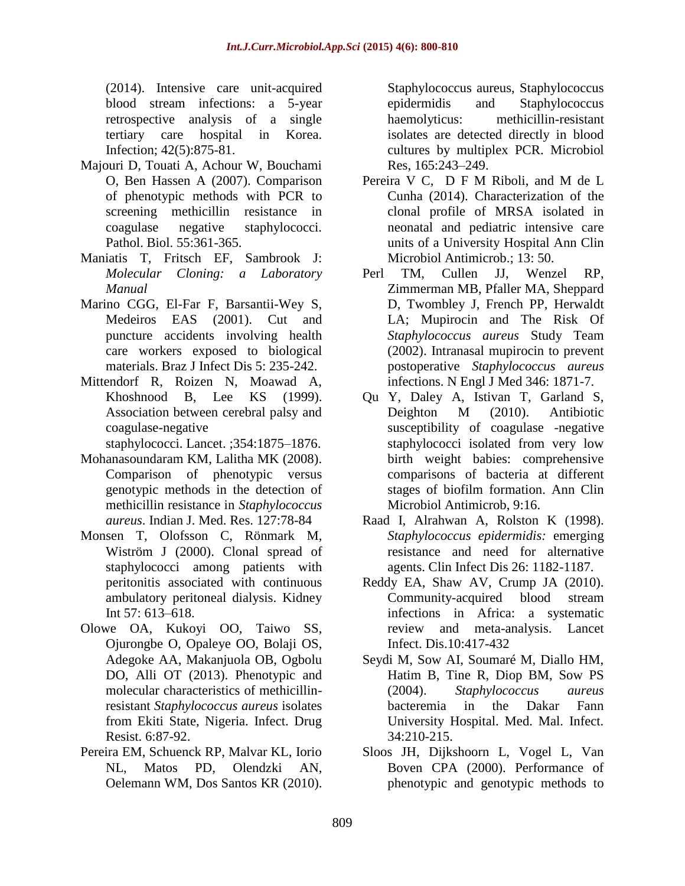(2014). Intensive care unit-acquired blood stream infections: a 5-year retrospective analysis of a single tertiary care hospital in Korea. Infection; 42(5):875-81.

Majouri D, Touati A, Achour W, Bouchami O, Ben Hassen A (2007). Comparison of phenotypic methods with PCR to screening methicillin resistance in coagulase negative staphylococci. Pathol. Biol. 55:361-365.

Maniatis T, Fritsch EF, Sambrook J: *Molecular Cloning: a Laboratory Manual*

Marino CGG, El-Far F, Barsantii-Wey S, Medeiros EAS (2001). Cut and puncture accidents involving health care workers exposed to biological materials. Braz J Infect Dis 5: 235-242.

Mittendorf R, Roizen N, Moawad A, Khoshnood B, Lee KS (1999). Association between cerebral palsy and coagulase-negative staphylococci. Lancet. ;354:1875–1876.

Mohanasoundaram KM, Lalitha MK (2008). Comparison of phenotypic versus genotypic methods in the detection of methicillin resistance in *Staphylococcus aureus*. Indian J. Med. Res. 127:78-84

Monsen T, Olofsson C, Rönmark M, Wiström J (2000). Clonal spread of staphylococci among patients with peritonitis associated with continuous ambulatory peritoneal dialysis. Kidney Int 57: 613–618.

Olowe OA, Kukoyi OO, Taiwo SS, Ojurongbe O, Opaleye OO, Bolaji OS, Adegoke AA, Makanjuola OB, Ogbolu DO, Alli OT (2013). Phenotypic and molecular characteristics of methicillin-resistant *Staphylococcus aureus* isolates from Ekiti State, Nigeria. Infect. Drug Resist. 6:87-92.

Pereira EM, Schuenck RP, Malvar KL, Iorio NL, Matos PD, Olendzki AN, Oelemann WM, Dos Santos KR (2010). Staphylococcus aureus, Staphylococcus epidermidis and Staphylococcus haemolyticus: methicillin-resistant isolates are detected directly in blood cultures by multiplex PCR. Microbiol Res, 165:243–249.

Pereira V C, D F M Riboli, and M de L Cunha (2014). Characterization of the clonal profile of MRSA isolated in neonatal and pediatric intensive care units of a University Hospital Ann Clin Microbiol Antimicrob.; 13: 50.

Perl TM, Cullen JJ, Wenzel RP, Zimmerman MB, Pfaller MA, Sheppard D, Twombley J, French PP, Herwaldt LA; Mupirocin and The Risk Of *Staphylococcus aureus* Study Team (2002). Intranasal mupirocin to prevent postoperative *Staphylococcus aureus* infections. N Engl J Med 346: 1871-7.

Qu Y, Daley A, Istivan T, Garland S, Deighton M (2010). Antibiotic susceptibility of coagulase -negative staphylococci isolated from very low birth weight babies: comprehensive comparisons of bacteria at different stages of biofilm formation. Ann Clin Microbiol Antimicrob, 9:16.

Raad I, Alrahwan A, Rolston K (1998). *Staphylococcus epidermidis:* emerging resistance and need for alternative agents. Clin Infect Dis 26: 1182-1187.

Reddy EA, Shaw AV, Crump JA (2010). Community-acquired blood stream infections in Africa: a systematic review and meta-analysis. Lancet Infect. Dis.10:417-432

Seydi M, Sow AI, Soumaré M, Diallo HM, Hatim B, Tine R, Diop BM, Sow PS (2004). *Staphylococcus aureus* bacteremia in the Dakar Fann University Hospital. Med. Mal. Infect. 34:210-215.

Sloos JH, Dijkshoorn L, Vogel L, Van Boven CPA (2000). Performance of phenotypic and genotypic methods to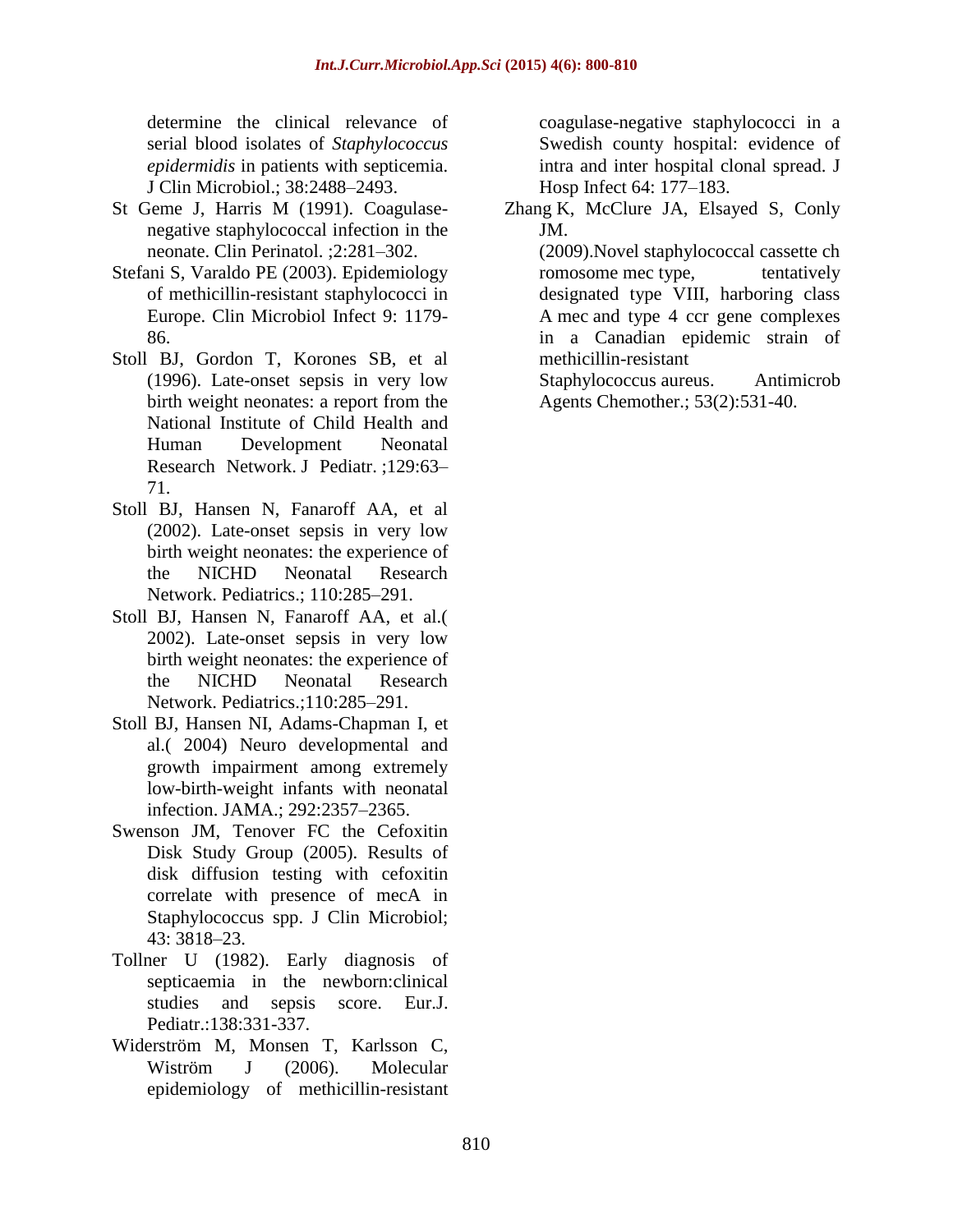determine the clinical relevance of serial blood isolates of *Staphylococcus epidermidis* in patients with septicemia. J Clin Microbiol.; 38:2488–2493.

St Geme J, Harris M (1991). Coagulase-negative staphylococcal infection in the neonate. Clin Perinatol. ;2:281–302.

Stefani S, Varaldo PE (2003). Epidemiology of methicillin-resistant staphylococci in Europe. Clin Microbiol Infect 9: 1179-86.

Stoll BJ, Gordon T, Korones SB, et al (1996). Late-onset sepsis in very low birth weight neonates: a report from the National Institute of Child Health and Human Development Neonatal Research Network. J Pediatr. ;129:63–71.

Stoll BJ, Hansen N, Fanaroff AA, et al (2002). Late-onset sepsis in very low birth weight neonates: the experience of the NICHD Neonatal Research Network. Pediatrics.; 110:285–291.

Stoll BJ, Hansen N, Fanaroff AA, et al.( 2002). Late-onset sepsis in very low birth weight neonates: the experience of the NICHD Neonatal Research Network. Pediatrics.;110:285–291.

Stoll BJ, Hansen NI, Adams-Chapman I, et al.( 2004) Neuro developmental and growth impairment among extremely low-birth-weight infants with neonatal infection. JAMA.; 292:2357–2365.

Swenson JM, Tenover FC the Cefoxitin Disk Study Group (2005). Results of disk diffusion testing with cefoxitin correlate with presence of mecA in Staphylococcus spp. J Clin Microbiol; 43: 3818–23.

Tollner U (1982). Early diagnosis of septicaemia in the newborn:clinical studies and sepsis score. Eur.J. Pediatr.:138:331-337.

Widerström M, Monsen T, Karlsson C, Wiström J (2006). Molecular epidemiology of methicillin-resistant coagulase-negative staphylococci in a Swedish county hospital: evidence of intra and inter hospital clonal spread. J Hosp Infect 64: 177–183.

Zhang K, McClure JA, Elsayed S, Conly JM. (2009).Novel staphylococcal cassette chromosome mec type, tentatively designated type VIII, harboring class A mec and type 4 ccr gene complexes in a Canadian epidemic strain of methicillin-resistant Staphylococcus aureus. Antimicrob Agents Chemother.; 53(2):531-40.